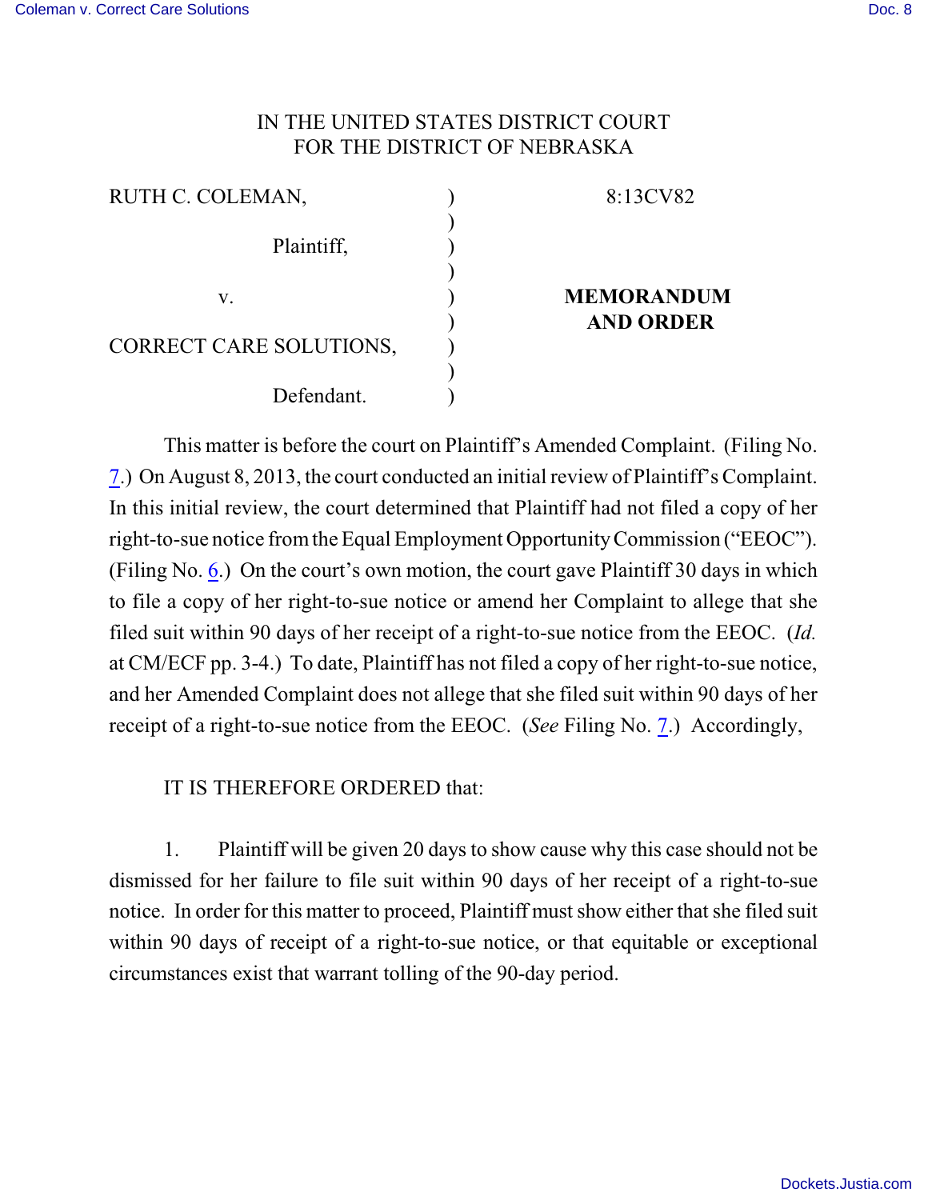IN THE UNITED STATES DISTRICT COURT
FOR THE DISTRICT OF NEBRASKA

| | | |
|---|---|---|
| RUTH C. COLEMAN, | ) | 8:13CV82 |
| Plaintiff, | ) | |
| v. | ) | **MEMORANDUM AND ORDER** |
| CORRECT CARE SOLUTIONS, | ) | |
| Defendant. | ) | |

This matter is before the court on Plaintiff's Amended Complaint. (Filing No. 7.) On August 8, 2013, the court conducted an initial review of Plaintiff's Complaint. In this initial review, the court determined that Plaintiff had not filed a copy of her right-to-sue notice from the Equal Employment Opportunity Commission ("EEOC"). (Filing No. 6.) On the court's own motion, the court gave Plaintiff 30 days in which to file a copy of her right-to-sue notice or amend her Complaint to allege that she filed suit within 90 days of her receipt of a right-to-sue notice from the EEOC. (*Id.* at CM/ECF pp. 3-4.) To date, Plaintiff has not filed a copy of her right-to-sue notice, and her Amended Complaint does not allege that she filed suit within 90 days of her receipt of a right-to-sue notice from the EEOC. (*See* Filing No. 7.) Accordingly,

IT IS THEREFORE ORDERED that:

1. Plaintiff will be given 20 days to show cause why this case should not be dismissed for her failure to file suit within 90 days of her receipt of a right-to-sue notice. In order for this matter to proceed, Plaintiff must show either that she filed suit within 90 days of receipt of a right-to-sue notice, or that equitable or exceptional circumstances exist that warrant tolling of the 90-day period.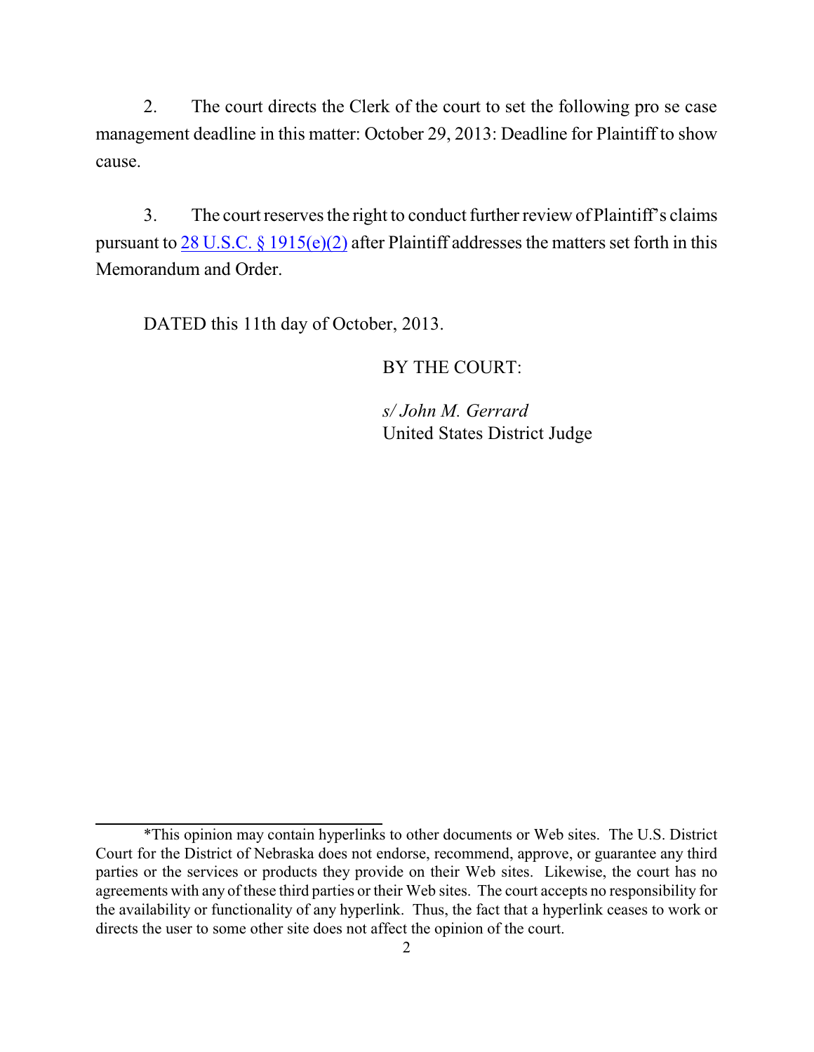2. The court directs the Clerk of the court to set the following pro se case management deadline in this matter: October 29, 2013: Deadline for Plaintiff to show cause.

3. The court reserves the right to conduct further review of Plaintiff's claims pursuant to 28 U.S.C. § 1915(e)(2) after Plaintiff addresses the matters set forth in this Memorandum and Order.

DATED this 11th day of October, 2013.

BY THE COURT:

*s/ John M. Gerrard*
United States District Judge

---

*This opinion may contain hyperlinks to other documents or Web sites. The U.S. District Court for the District of Nebraska does not endorse, recommend, approve, or guarantee any third parties or the services or products they provide on their Web sites. Likewise, the court has no agreements with any of these third parties or their Web sites. The court accepts no responsibility for the availability or functionality of any hyperlink. Thus, the fact that a hyperlink ceases to work or directs the user to some other site does not affect the opinion of the court.